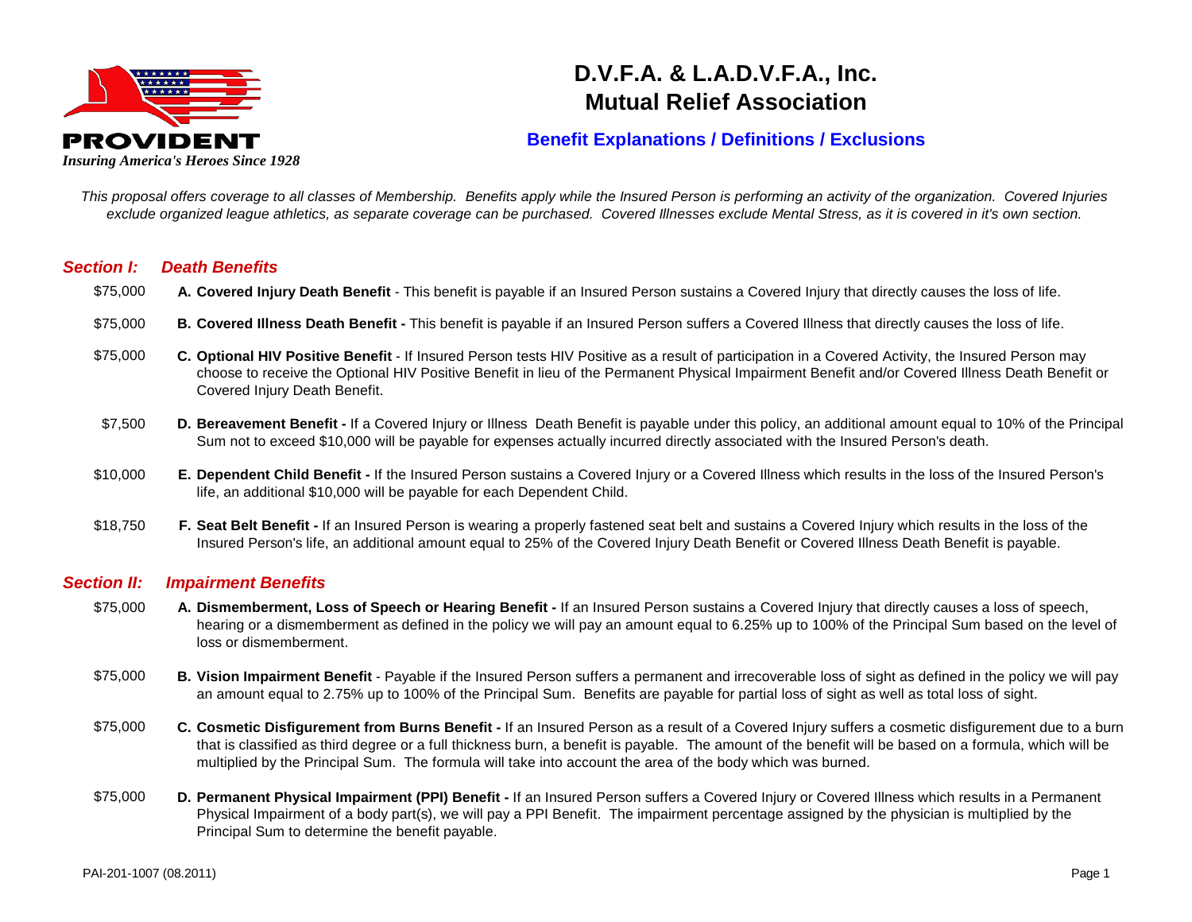**PROVIDENT**

*Insuring America's Heroes Since 1928*

# D.V.F.A. & L.A.D.V.F.A., Inc.
# Mutual Relief Association

## Benefit Explanations / Definitions / Exclusions

*This proposal offers coverage to all classes of Membership. Benefits apply while the Insured Person is performing an activity of the organization. Covered Injuries exclude organized league athletics, as separate coverage can be purchased. Covered Illnesses exclude Mental Stress, as it is covered in it's own section.*

## *Section I: Death Benefits*

$75,000 — **A. Covered Injury Death Benefit** - This benefit is payable if an Insured Person sustains a Covered Injury that directly causes the loss of life.

$75,000 — **B. Covered Illness Death Benefit -** This benefit is payable if an Insured Person suffers a Covered Illness that directly causes the loss of life.

$75,000 — **C. Optional HIV Positive Benefit** - If Insured Person tests HIV Positive as a result of participation in a Covered Activity, the Insured Person may choose to receive the Optional HIV Positive Benefit in lieu of the Permanent Physical Impairment Benefit and/or Covered Illness Death Benefit or Covered Injury Death Benefit.

$7,500 — **D. Bereavement Benefit -** If a Covered Injury or Illness Death Benefit is payable under this policy, an additional amount equal to 10% of the Principal Sum not to exceed $10,000 will be payable for expenses actually incurred directly associated with the Insured Person's death.

$10,000 — **E. Dependent Child Benefit -** If the Insured Person sustains a Covered Injury or a Covered Illness which results in the loss of the Insured Person's life, an additional $10,000 will be payable for each Dependent Child.

$18,750 — **F. Seat Belt Benefit -** If an Insured Person is wearing a properly fastened seat belt and sustains a Covered Injury which results in the loss of the Insured Person's life, an additional amount equal to 25% of the Covered Injury Death Benefit or Covered Illness Death Benefit is payable.

## *Section II: Impairment Benefits*

$75,000 — **A. Dismemberment, Loss of Speech or Hearing Benefit -** If an Insured Person sustains a Covered Injury that directly causes a loss of speech, hearing or a dismemberment as defined in the policy we will pay an amount equal to 6.25% up to 100% of the Principal Sum based on the level of loss or dismemberment.

$75,000 — **B. Vision Impairment Benefit** - Payable if the Insured Person suffers a permanent and irrecoverable loss of sight as defined in the policy we will pay an amount equal to 2.75% up to 100% of the Principal Sum. Benefits are payable for partial loss of sight as well as total loss of sight.

$75,000 — **C. Cosmetic Disfigurement from Burns Benefit -** If an Insured Person as a result of a Covered Injury suffers a cosmetic disfigurement due to a burn that is classified as third degree or a full thickness burn, a benefit is payable. The amount of the benefit will be based on a formula, which will be multiplied by the Principal Sum. The formula will take into account the area of the body which was burned.

$75,000 — **D. Permanent Physical Impairment (PPI) Benefit -** If an Insured Person suffers a Covered Injury or Covered Illness which results in a Permanent Physical Impairment of a body part(s), we will pay a PPI Benefit. The impairment percentage assigned by the physician is multiplied by the Principal Sum to determine the benefit payable.

PAI-201-1007 (08.2011)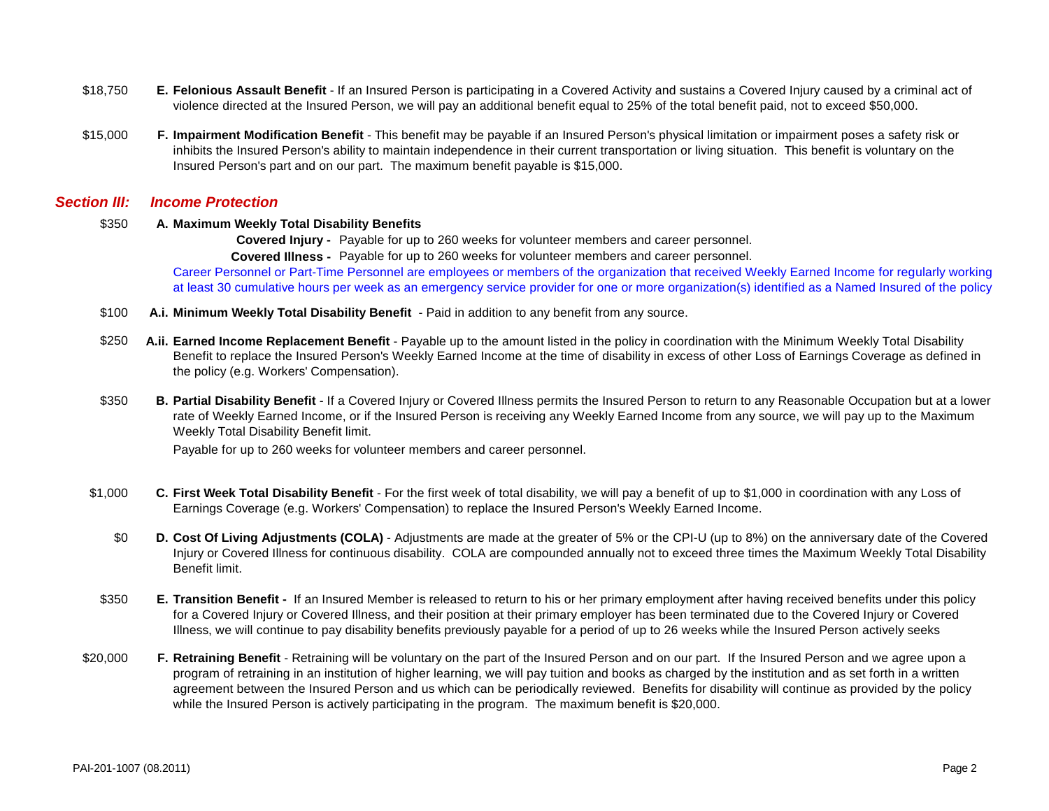$18,750 **E. Felonious Assault Benefit** - If an Insured Person is participating in a Covered Activity and sustains a Covered Injury caused by a criminal act of violence directed at the Insured Person, we will pay an additional benefit equal to 25% of the total benefit paid, not to exceed $50,000.

$15,000 **F. Impairment Modification Benefit** - This benefit may be payable if an Insured Person's physical limitation or impairment poses a safety risk or inhibits the Insured Person's ability to maintain independence in their current transportation or living situation. This benefit is voluntary on the Insured Person's part and on our part. The maximum benefit payable is $15,000.

## ***Section III: Income Protection***

$350 **A. Maximum Weekly Total Disability Benefits**

**Covered Injury -** Payable for up to 260 weeks for volunteer members and career personnel.

**Covered Illness -** Payable for up to 260 weeks for volunteer members and career personnel.

Career Personnel or Part-Time Personnel are employees or members of the organization that received Weekly Earned Income for regularly working at least 30 cumulative hours per week as an emergency service provider for one or more organization(s) identified as a Named Insured of the policy

$100 **A.i. Minimum Weekly Total Disability Benefit** - Paid in addition to any benefit from any source.

$250 **A.ii. Earned Income Replacement Benefit** - Payable up to the amount listed in the policy in coordination with the Minimum Weekly Total Disability Benefit to replace the Insured Person's Weekly Earned Income at the time of disability in excess of other Loss of Earnings Coverage as defined in the policy (e.g. Workers' Compensation).

$350 **B. Partial Disability Benefit** - If a Covered Injury or Covered Illness permits the Insured Person to return to any Reasonable Occupation but at a lower rate of Weekly Earned Income, or if the Insured Person is receiving any Weekly Earned Income from any source, we will pay up to the Maximum Weekly Total Disability Benefit limit.

Payable for up to 260 weeks for volunteer members and career personnel.

$1,000 **C. First Week Total Disability Benefit** - For the first week of total disability, we will pay a benefit of up to $1,000 in coordination with any Loss of Earnings Coverage (e.g. Workers' Compensation) to replace the Insured Person's Weekly Earned Income.

$0 **D. Cost Of Living Adjustments (COLA)** - Adjustments are made at the greater of 5% or the CPI-U (up to 8%) on the anniversary date of the Covered Injury or Covered Illness for continuous disability. COLA are compounded annually not to exceed three times the Maximum Weekly Total Disability Benefit limit.

$350 **E. Transition Benefit -** If an Insured Member is released to return to his or her primary employment after having received benefits under this policy for a Covered Injury or Covered Illness, and their position at their primary employer has been terminated due to the Covered Injury or Covered Illness, we will continue to pay disability benefits previously payable for a period of up to 26 weeks while the Insured Person actively seeks

$20,000 **F. Retraining Benefit** - Retraining will be voluntary on the part of the Insured Person and on our part. If the Insured Person and we agree upon a program of retraining in an institution of higher learning, we will pay tuition and books as charged by the institution and as set forth in a written agreement between the Insured Person and us which can be periodically reviewed. Benefits for disability will continue as provided by the policy while the Insured Person is actively participating in the program. The maximum benefit is $20,000.

PAI-201-1007 (08.2011)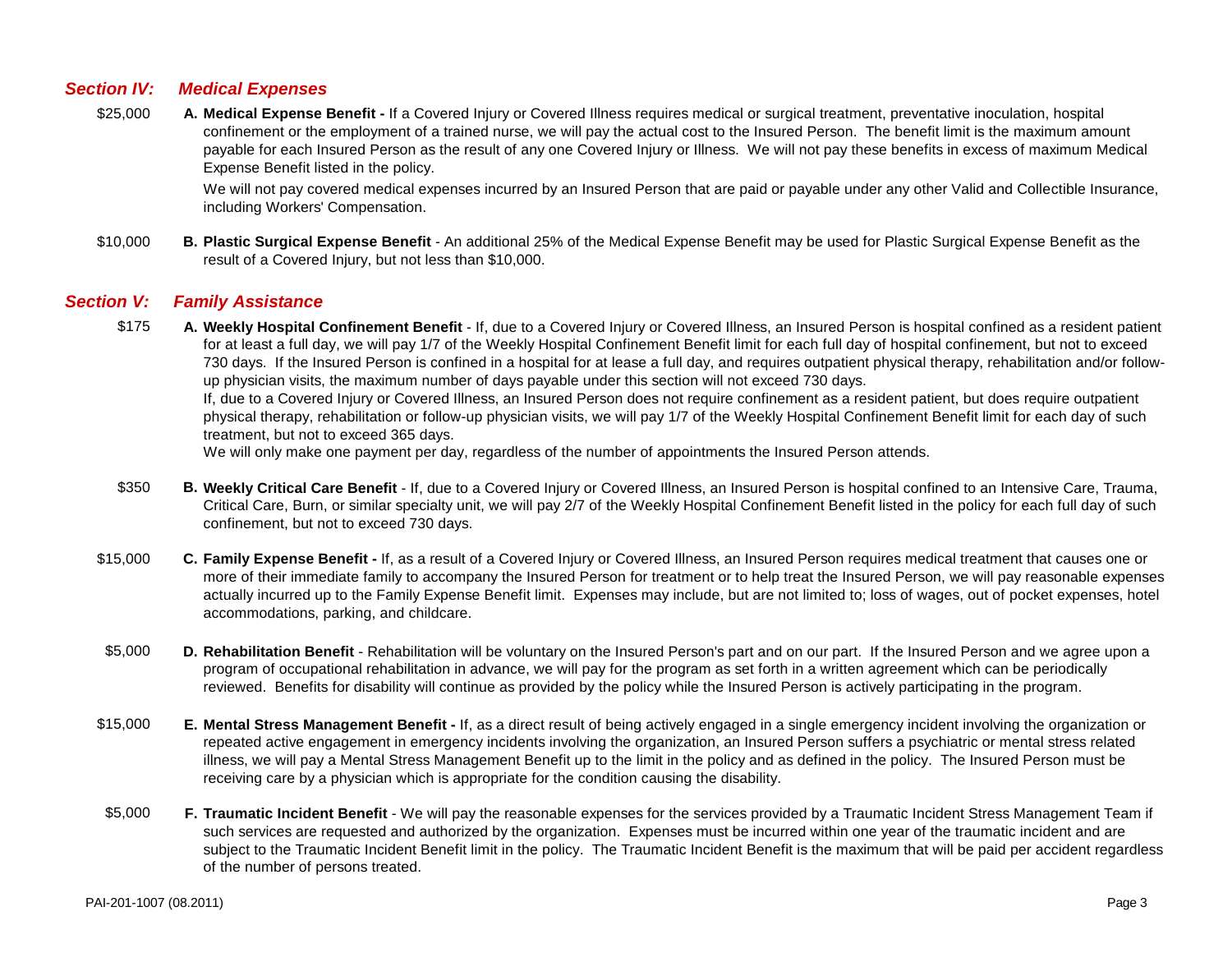## *Section IV: Medical Expenses*

\$25,000 **A. Medical Expense Benefit -** If a Covered Injury or Covered Illness requires medical or surgical treatment, preventative inoculation, hospital confinement or the employment of a trained nurse, we will pay the actual cost to the Insured Person. The benefit limit is the maximum amount payable for each Insured Person as the result of any one Covered Injury or Illness. We will not pay these benefits in excess of maximum Medical Expense Benefit listed in the policy.

We will not pay covered medical expenses incurred by an Insured Person that are paid or payable under any other Valid and Collectible Insurance, including Workers' Compensation.

\$10,000 **B. Plastic Surgical Expense Benefit** - An additional 25% of the Medical Expense Benefit may be used for Plastic Surgical Expense Benefit as the result of a Covered Injury, but not less than \$10,000.

## *Section V: Family Assistance*

\$175 **A. Weekly Hospital Confinement Benefit** - If, due to a Covered Injury or Covered Illness, an Insured Person is hospital confined as a resident patient for at least a full day, we will pay 1/7 of the Weekly Hospital Confinement Benefit limit for each full day of hospital confinement, but not to exceed 730 days. If the Insured Person is confined in a hospital for at lease a full day, and requires outpatient physical therapy, rehabilitation and/or follow-up physician visits, the maximum number of days payable under this section will not exceed 730 days.

If, due to a Covered Injury or Covered Illness, an Insured Person does not require confinement as a resident patient, but does require outpatient physical therapy, rehabilitation or follow-up physician visits, we will pay 1/7 of the Weekly Hospital Confinement Benefit limit for each day of such treatment, but not to exceed 365 days.

We will only make one payment per day, regardless of the number of appointments the Insured Person attends.

\$350 **B. Weekly Critical Care Benefit** - If, due to a Covered Injury or Covered Illness, an Insured Person is hospital confined to an Intensive Care, Trauma, Critical Care, Burn, or similar specialty unit, we will pay 2/7 of the Weekly Hospital Confinement Benefit listed in the policy for each full day of such confinement, but not to exceed 730 days.

\$15,000 **C. Family Expense Benefit -** If, as a result of a Covered Injury or Covered Illness, an Insured Person requires medical treatment that causes one or more of their immediate family to accompany the Insured Person for treatment or to help treat the Insured Person, we will pay reasonable expenses actually incurred up to the Family Expense Benefit limit. Expenses may include, but are not limited to; loss of wages, out of pocket expenses, hotel accommodations, parking, and childcare.

\$5,000 **D. Rehabilitation Benefit** - Rehabilitation will be voluntary on the Insured Person's part and on our part. If the Insured Person and we agree upon a program of occupational rehabilitation in advance, we will pay for the program as set forth in a written agreement which can be periodically reviewed. Benefits for disability will continue as provided by the policy while the Insured Person is actively participating in the program.

\$15,000 **E. Mental Stress Management Benefit -** If, as a direct result of being actively engaged in a single emergency incident involving the organization or repeated active engagement in emergency incidents involving the organization, an Insured Person suffers a psychiatric or mental stress related illness, we will pay a Mental Stress Management Benefit up to the limit in the policy and as defined in the policy. The Insured Person must be receiving care by a physician which is appropriate for the condition causing the disability.

\$5,000 **F. Traumatic Incident Benefit** - We will pay the reasonable expenses for the services provided by a Traumatic Incident Stress Management Team if such services are requested and authorized by the organization. Expenses must be incurred within one year of the traumatic incident and are subject to the Traumatic Incident Benefit limit in the policy. The Traumatic Incident Benefit is the maximum that will be paid per accident regardless of the number of persons treated.

PAI-201-1007 (08.2011)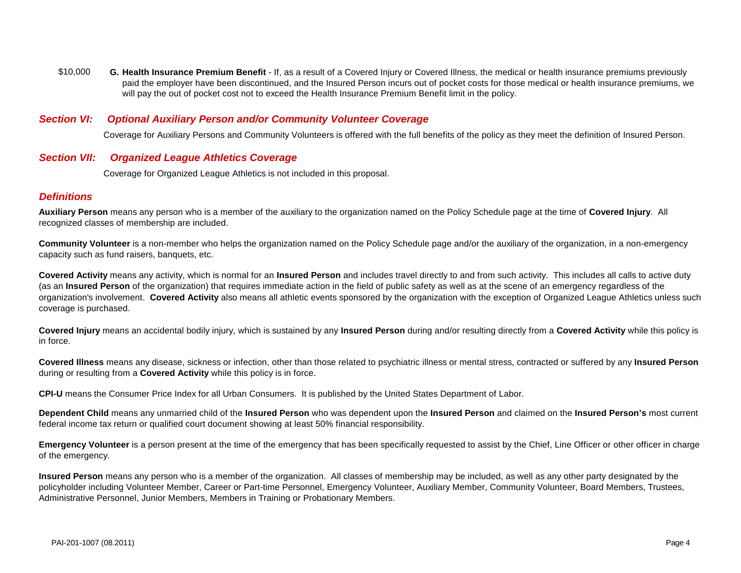$10,000 **G. Health Insurance Premium Benefit** - If, as a result of a Covered Injury or Covered Illness, the medical or health insurance premiums previously paid the employer have been discontinued, and the Insured Person incurs out of pocket costs for those medical or health insurance premiums, we will pay the out of pocket cost not to exceed the Health Insurance Premium Benefit limit in the policy.

## *Section VI: Optional Auxiliary Person and/or Community Volunteer Coverage*

Coverage for Auxiliary Persons and Community Volunteers is offered with the full benefits of the policy as they meet the definition of Insured Person.

## *Section VII: Organized League Athletics Coverage*

Coverage for Organized League Athletics is not included in this proposal.

## *Definitions*

**Auxiliary Person** means any person who is a member of the auxiliary to the organization named on the Policy Schedule page at the time of **Covered Injury**. All recognized classes of membership are included.

**Community Volunteer** is a non-member who helps the organization named on the Policy Schedule page and/or the auxiliary of the organization, in a non-emergency capacity such as fund raisers, banquets, etc.

**Covered Activity** means any activity, which is normal for an **Insured Person** and includes travel directly to and from such activity. This includes all calls to active duty (as an **Insured Person** of the organization) that requires immediate action in the field of public safety as well as at the scene of an emergency regardless of the organization's involvement. **Covered Activity** also means all athletic events sponsored by the organization with the exception of Organized League Athletics unless such coverage is purchased.

**Covered Injury** means an accidental bodily injury, which is sustained by any **Insured Person** during and/or resulting directly from a **Covered Activity** while this policy is in force.

**Covered Illness** means any disease, sickness or infection, other than those related to psychiatric illness or mental stress, contracted or suffered by any **Insured Person** during or resulting from a **Covered Activity** while this policy is in force.

**CPI-U** means the Consumer Price Index for all Urban Consumers. It is published by the United States Department of Labor.

**Dependent Child** means any unmarried child of the **Insured Person** who was dependent upon the **Insured Person** and claimed on the **Insured Person's** most current federal income tax return or qualified court document showing at least 50% financial responsibility.

**Emergency Volunteer** is a person present at the time of the emergency that has been specifically requested to assist by the Chief, Line Officer or other officer in charge of the emergency.

**Insured Person** means any person who is a member of the organization. All classes of membership may be included, as well as any other party designated by the policyholder including Volunteer Member, Career or Part-time Personnel, Emergency Volunteer, Auxiliary Member, Community Volunteer, Board Members, Trustees, Administrative Personnel, Junior Members, Members in Training or Probationary Members.

PAI-201-1007 (08.2011)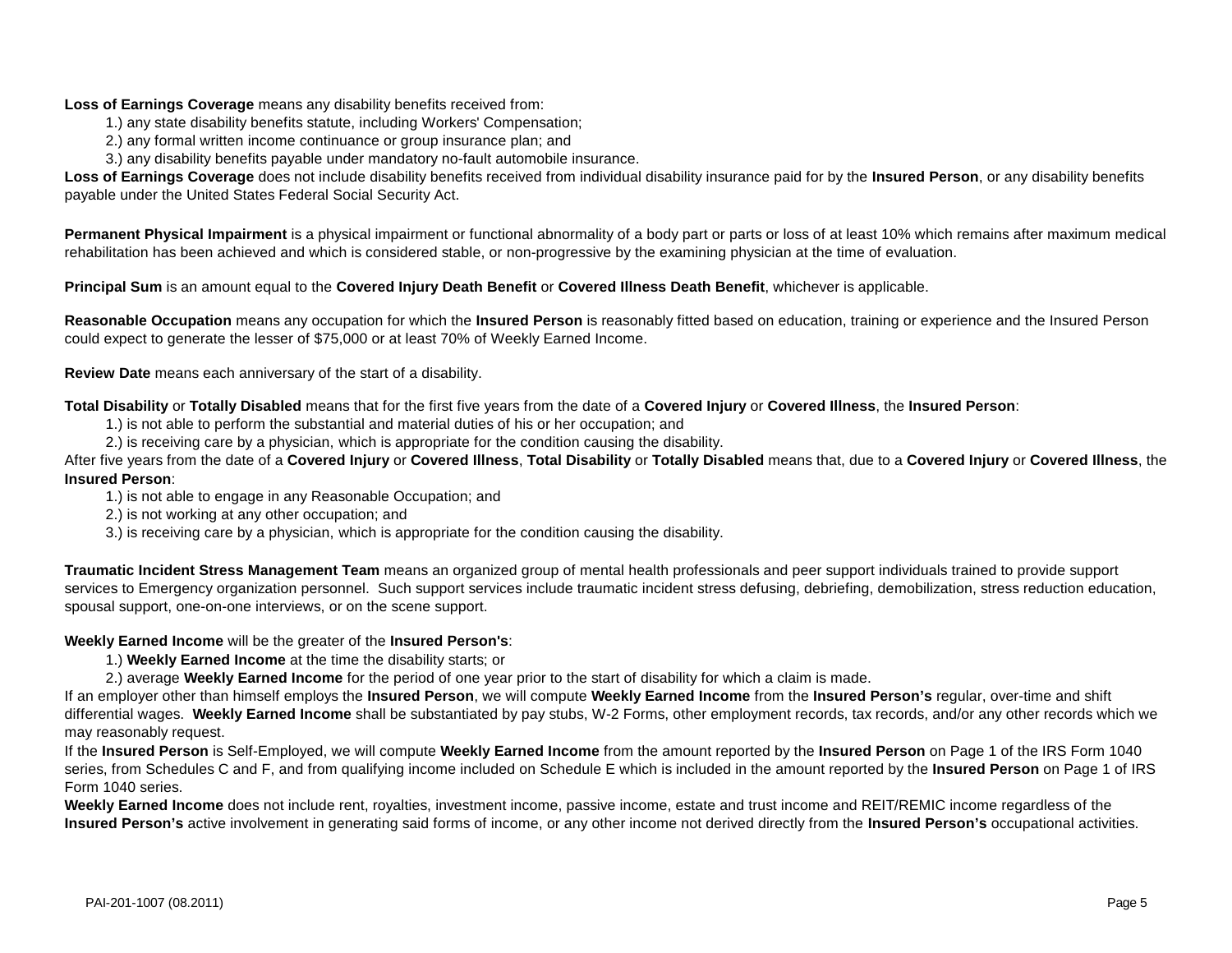**Loss of Earnings Coverage** means any disability benefits received from:

1.) any state disability benefits statute, including Workers' Compensation;
2.) any formal written income continuance or group insurance plan; and
3.) any disability benefits payable under mandatory no-fault automobile insurance.

**Loss of Earnings Coverage** does not include disability benefits received from individual disability insurance paid for by the **Insured Person**, or any disability benefits payable under the United States Federal Social Security Act.

**Permanent Physical Impairment** is a physical impairment or functional abnormality of a body part or parts or loss of at least 10% which remains after maximum medical rehabilitation has been achieved and which is considered stable, or non-progressive by the examining physician at the time of evaluation.

**Principal Sum** is an amount equal to the **Covered Injury Death Benefit** or **Covered Illness Death Benefit**, whichever is applicable.

**Reasonable Occupation** means any occupation for which the **Insured Person** is reasonably fitted based on education, training or experience and the Insured Person could expect to generate the lesser of $75,000 or at least 70% of Weekly Earned Income.

**Review Date** means each anniversary of the start of a disability.

**Total Disability** or **Totally Disabled** means that for the first five years from the date of a **Covered Injury** or **Covered Illness**, the **Insured Person**:

1.) is not able to perform the substantial and material duties of his or her occupation; and
2.) is receiving care by a physician, which is appropriate for the condition causing the disability.

After five years from the date of a **Covered Injury** or **Covered Illness**, **Total Disability** or **Totally Disabled** means that, due to a **Covered Injury** or **Covered Illness**, the **Insured Person**:

1.) is not able to engage in any Reasonable Occupation; and
2.) is not working at any other occupation; and
3.) is receiving care by a physician, which is appropriate for the condition causing the disability.

**Traumatic Incident Stress Management Team** means an organized group of mental health professionals and peer support individuals trained to provide support services to Emergency organization personnel. Such support services include traumatic incident stress defusing, debriefing, demobilization, stress reduction education, spousal support, one-on-one interviews, or on the scene support.

**Weekly Earned Income** will be the greater of the **Insured Person's**:

1.) **Weekly Earned Income** at the time the disability starts; or
2.) average **Weekly Earned Income** for the period of one year prior to the start of disability for which a claim is made.

If an employer other than himself employs the **Insured Person**, we will compute **Weekly Earned Income** from the **Insured Person's** regular, over-time and shift differential wages. **Weekly Earned Income** shall be substantiated by pay stubs, W-2 Forms, other employment records, tax records, and/or any other records which we may reasonably request.

If the **Insured Person** is Self-Employed, we will compute **Weekly Earned Income** from the amount reported by the **Insured Person** on Page 1 of the IRS Form 1040 series, from Schedules C and F, and from qualifying income included on Schedule E which is included in the amount reported by the **Insured Person** on Page 1 of IRS Form 1040 series.

**Weekly Earned Income** does not include rent, royalties, investment income, passive income, estate and trust income and REIT/REMIC income regardless of the **Insured Person's** active involvement in generating said forms of income, or any other income not derived directly from the **Insured Person's** occupational activities.

PAI-201-1007 (08.2011)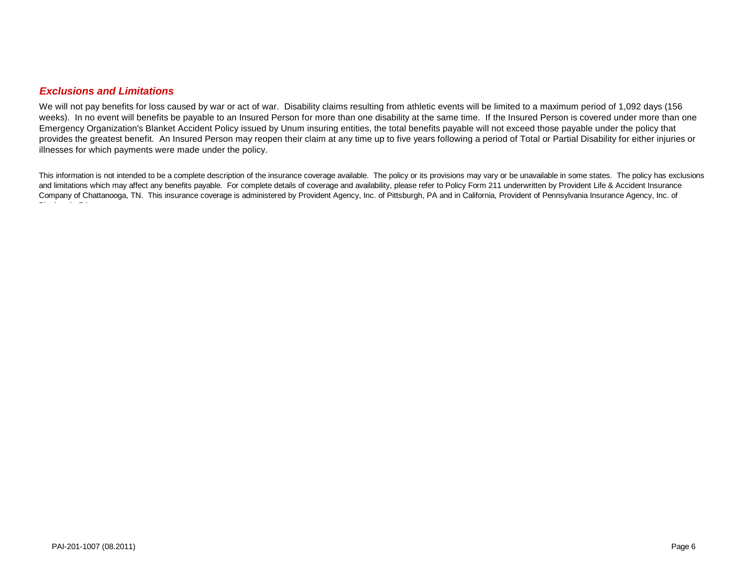### *Exclusions and Limitations*

We will not pay benefits for loss caused by war or act of war. Disability claims resulting from athletic events will be limited to a maximum period of 1,092 days (156 weeks). In no event will benefits be payable to an Insured Person for more than one disability at the same time. If the Insured Person is covered under more than one Emergency Organization's Blanket Accident Policy issued by Unum insuring entities, the total benefits payable will not exceed those payable under the policy that provides the greatest benefit. An Insured Person may reopen their claim at any time up to five years following a period of Total or Partial Disability for either injuries or illnesses for which payments were made under the policy.

This information is not intended to be a complete description of the insurance coverage available. The policy or its provisions may vary or be unavailable in some states. The policy has exclusions and limitations which may affect any benefits payable. For complete details of coverage and availability, please refer to Policy Form 211 underwritten by Provident Life & Accident Insurance Company of Chattanooga, TN. This insurance coverage is administered by Provident Agency, Inc. of Pittsburgh, PA and in California, Provident of Pennsylvania Insurance Agency, Inc. of Pittsburgh, PA.

PAI-201-1007 (08.2011)